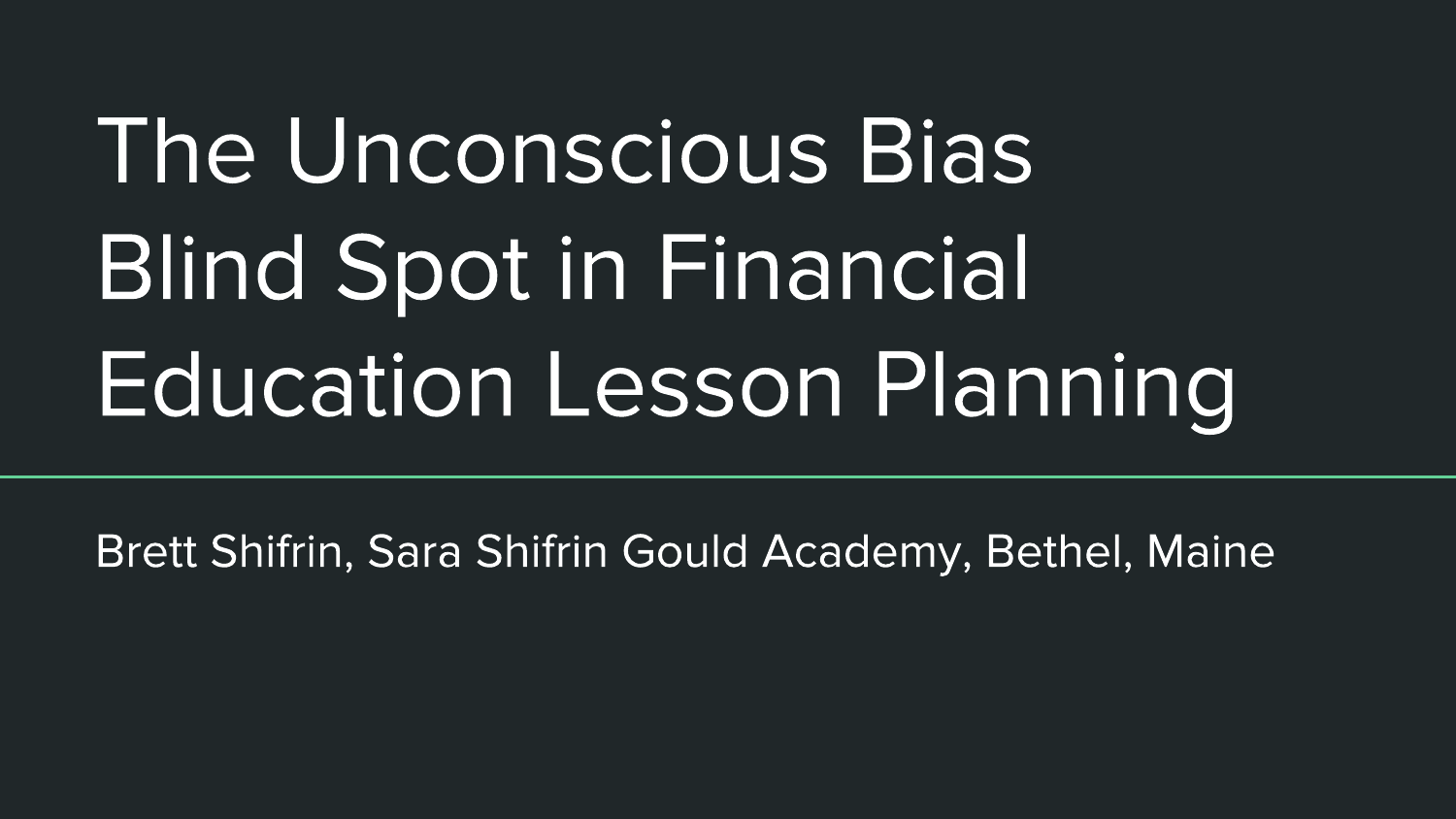# The Unconscious Bias Blind Spot in Financial Education Lesson Planning

Brett Shifrin, Sara Shifrin Gould Academy, Bethel, Maine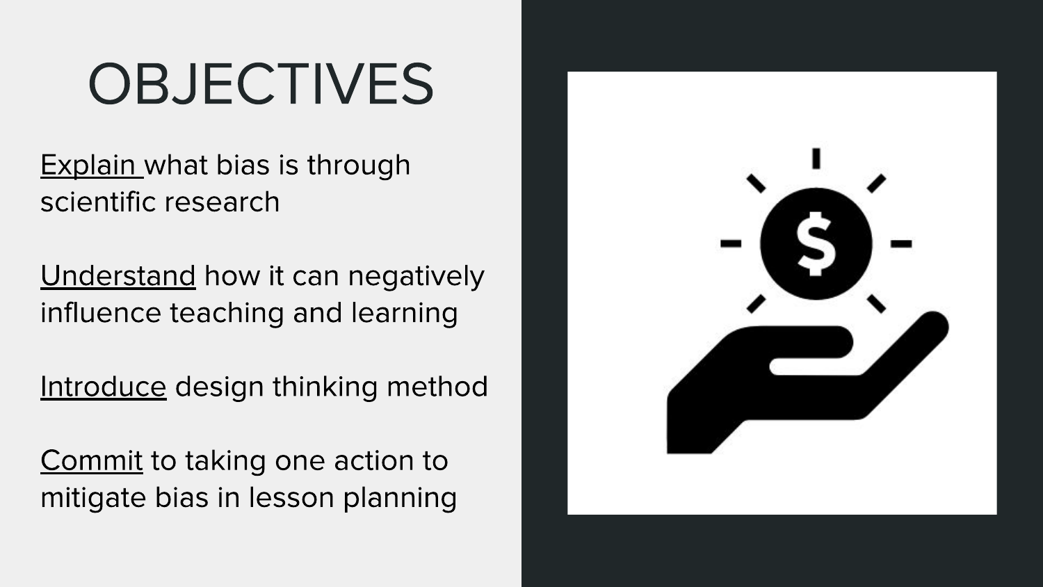# OBJECTIVES

<u>Explain</u> what bias is through scientific research

<u>Understand</u> how it can negatively influence teaching and learning

<u>Introduce</u> design thinking method

<u>Commit</u> to taking one action to mitigate bias in lesson planning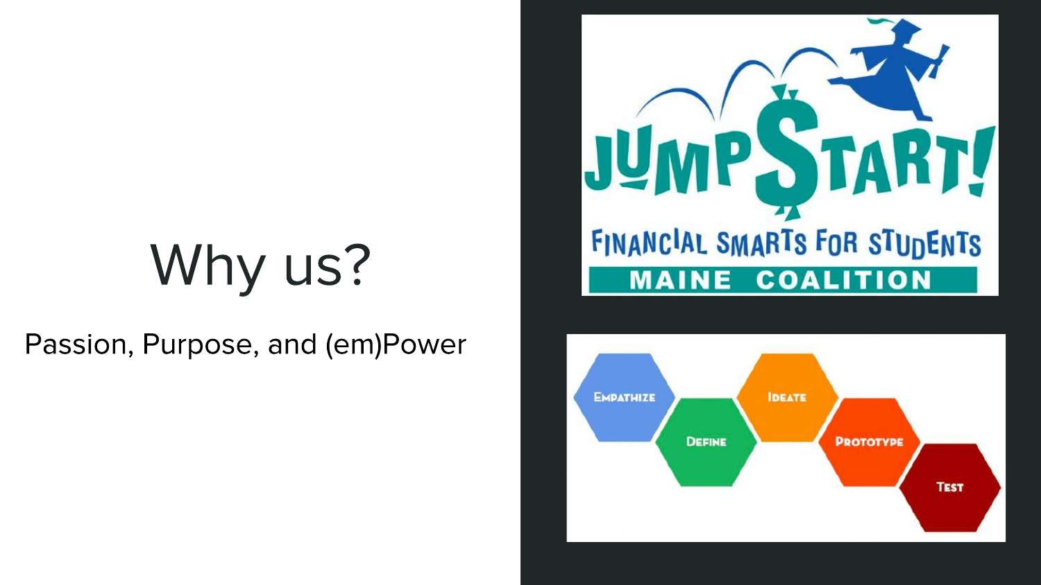# Why us?

Passion, Purpose, and (em)Power

JUMP$TART!

FINANCIAL SMARTS FOR STUDENTS

MAINE COALITION

EMPATHIZE

DEFINE

IDEATE

PROTOTYPE

TEST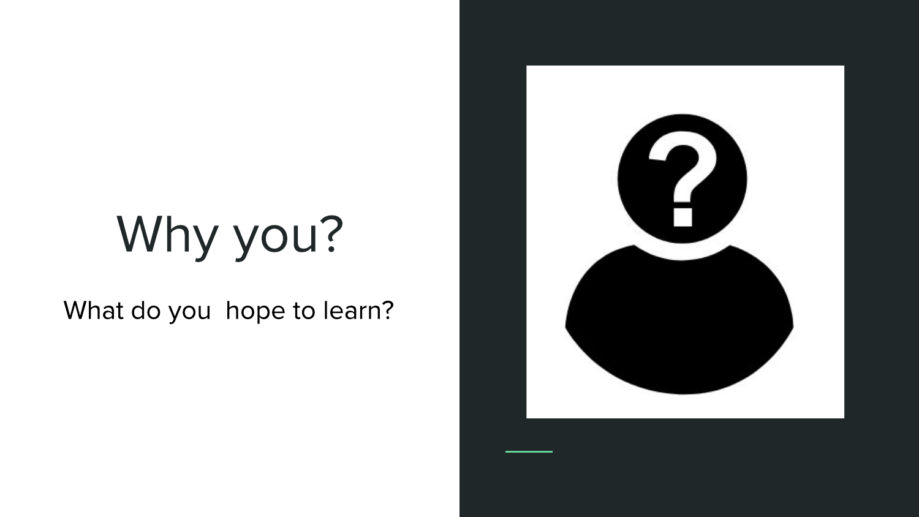# Why you?

What do you hope to learn?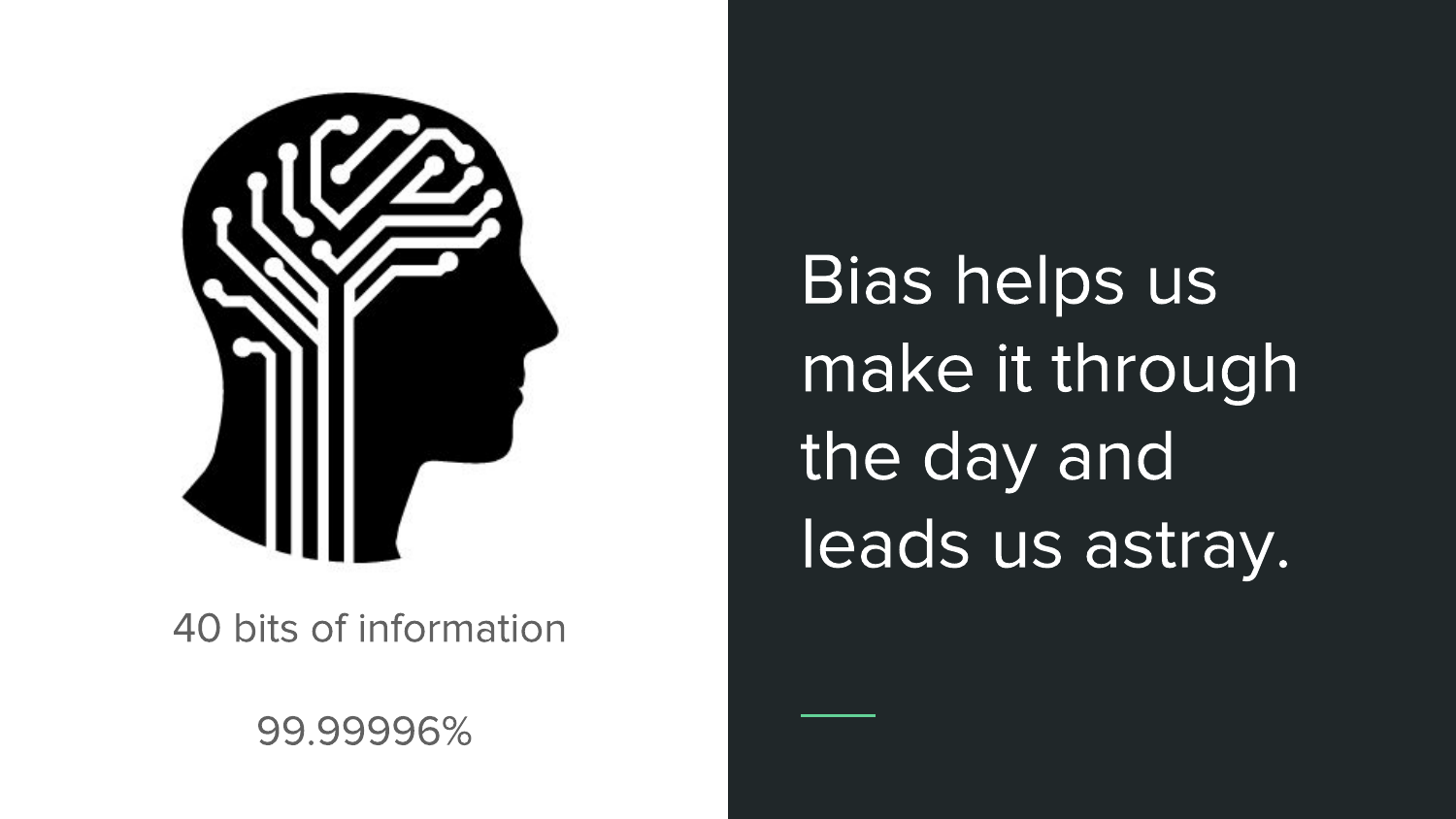40 bits of information

99.99996%

Bias helps us make it through the day and leads us astray.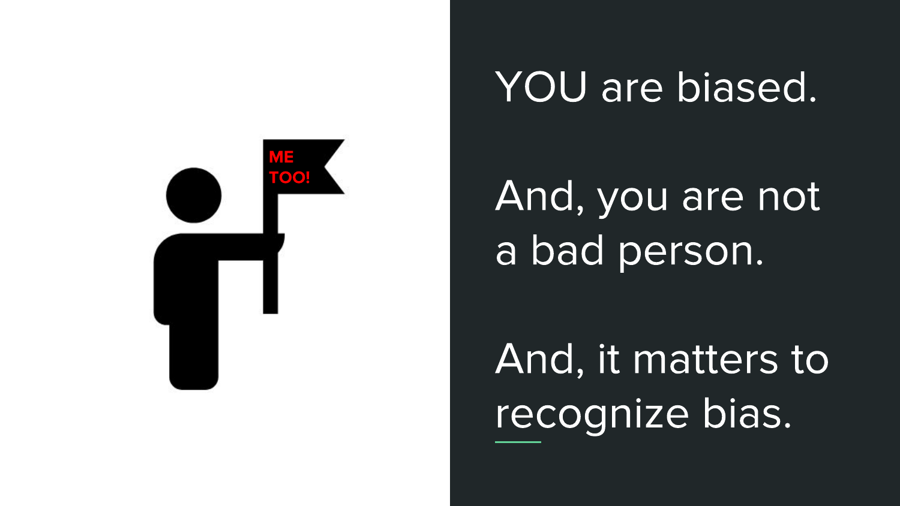YOU are biased.

And, you are not a bad person.

And, it matters to recognize bias.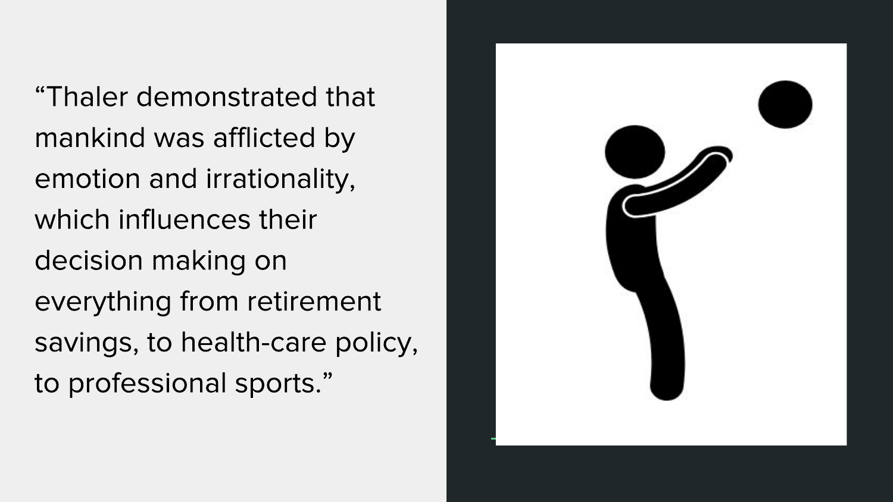"Thaler demonstrated that mankind was afflicted by emotion and irrationality, which influences their decision making on everything from retirement savings, to health-care policy, to professional sports."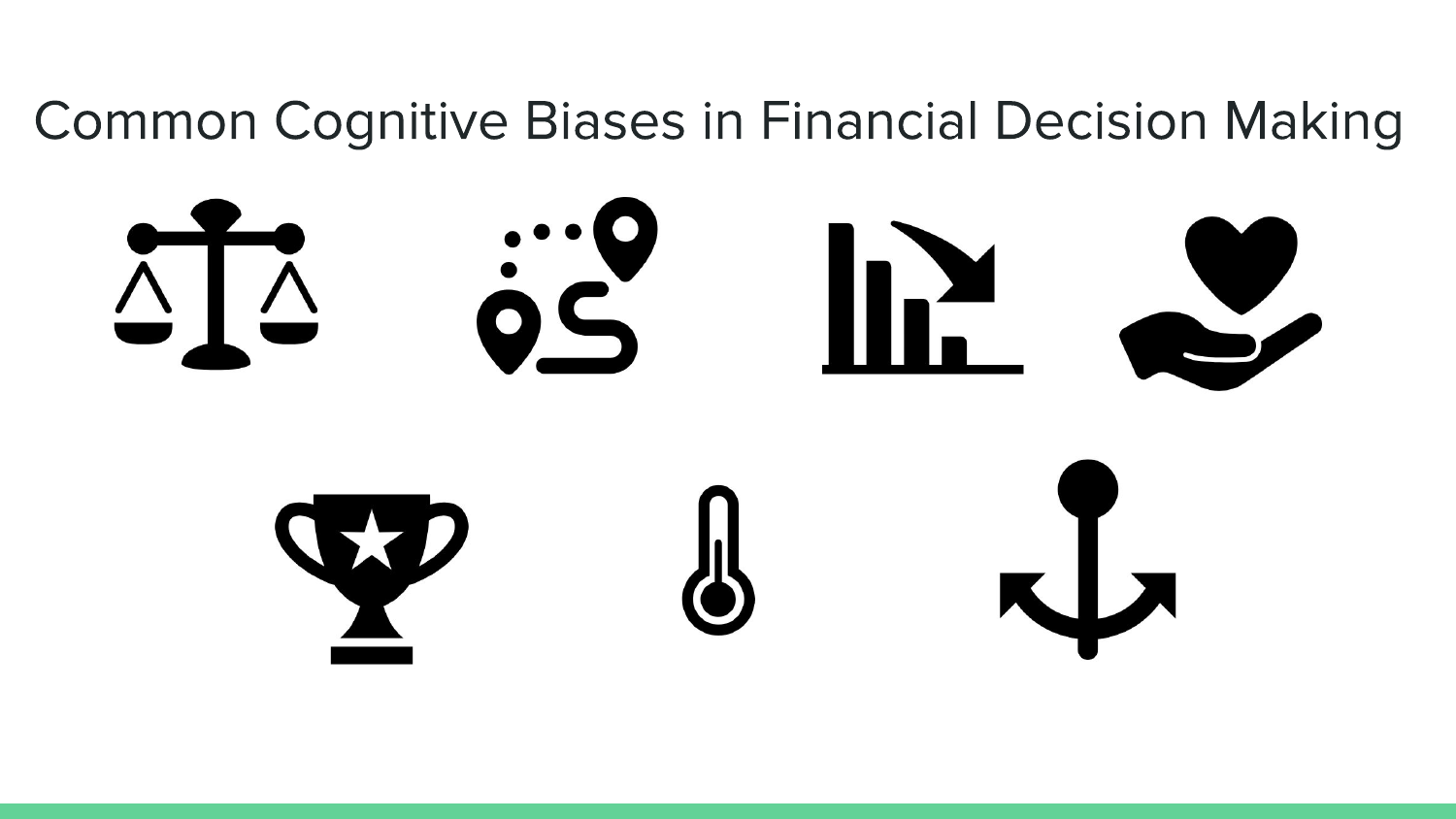# Common Cognitive Biases in Financial Decision Making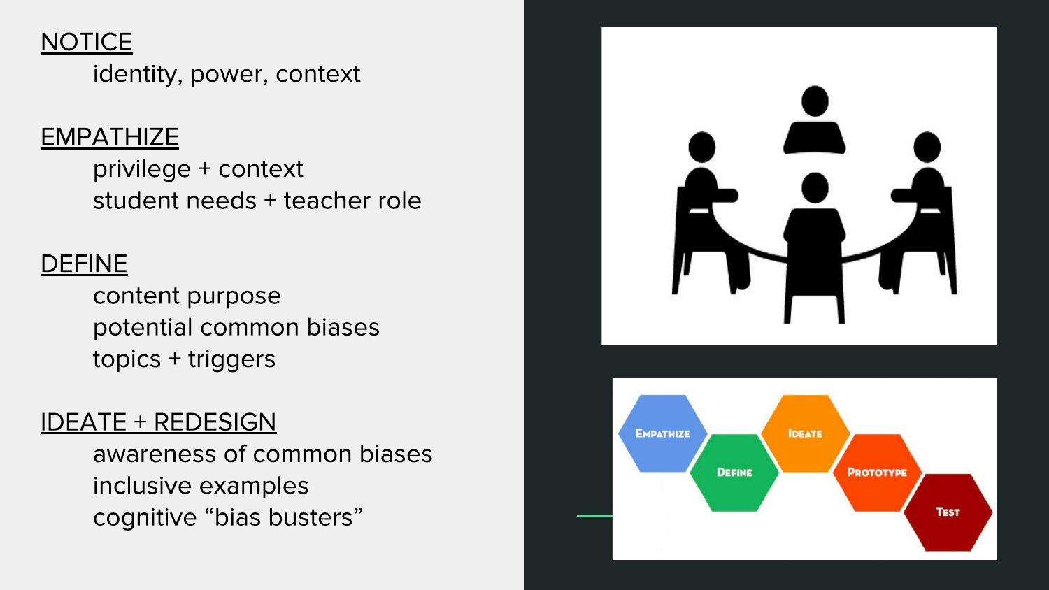<u>NOTICE</u>

identity, power, context

<u>EMPATHIZE</u>

privilege + context

student needs + teacher role

<u>DEFINE</u>

content purpose

potential common biases

topics + triggers

<u>IDEATE + REDESIGN</u>

awareness of common biases

inclusive examples

cognitive “bias busters”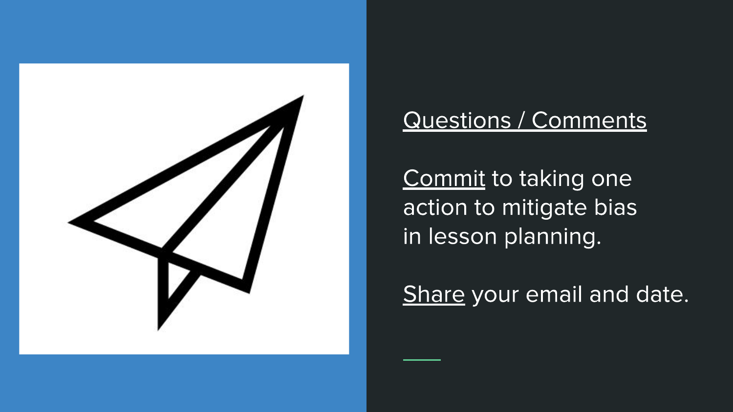Questions / Comments

Commit to taking one action to mitigate bias in lesson planning.

Share your email and date.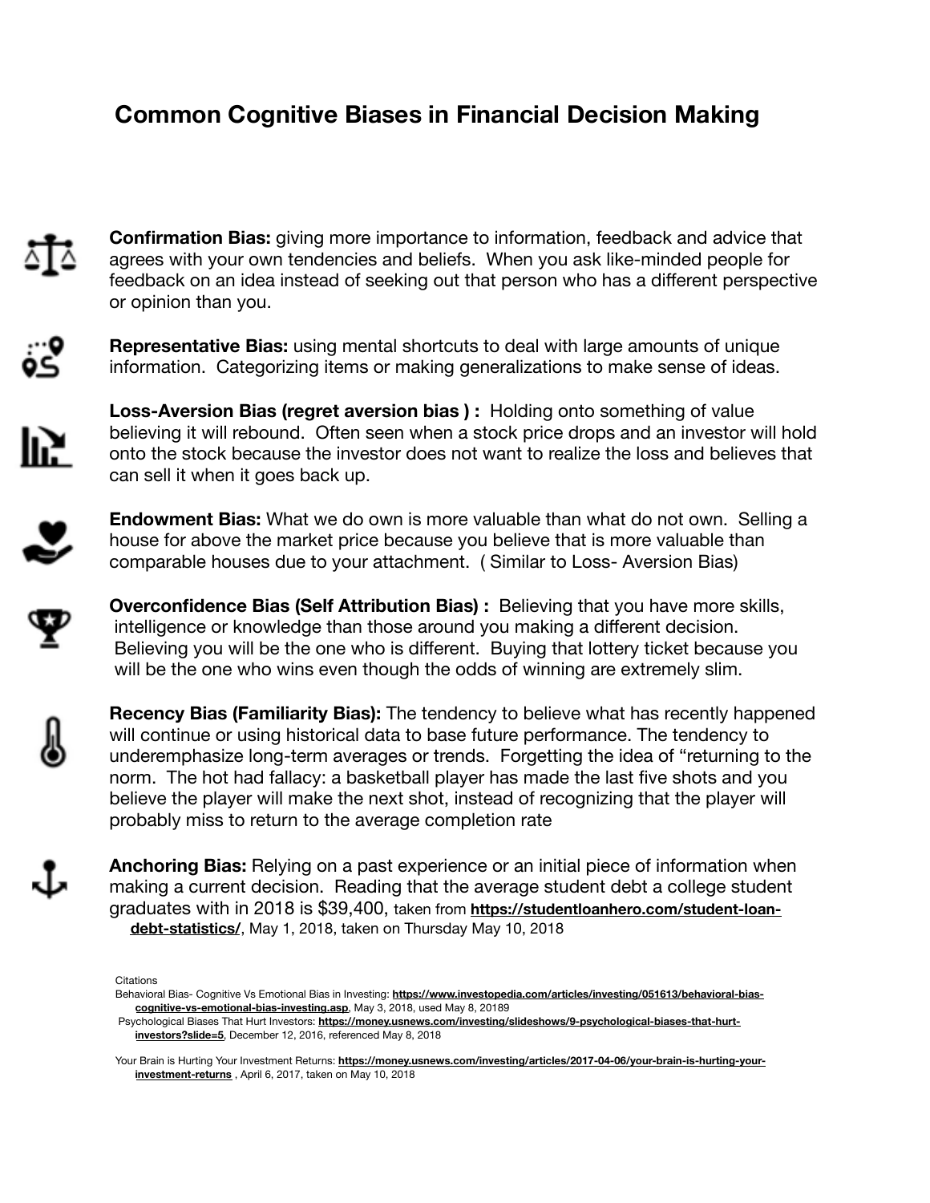# Common Cognitive Biases in Financial Decision Making

**Confirmation Bias:** giving more importance to information, feedback and advice that agrees with your own tendencies and beliefs. When you ask like-minded people for feedback on an idea instead of seeking out that person who has a different perspective or opinion than you.

**Representative Bias:** using mental shortcuts to deal with large amounts of unique information. Categorizing items or making generalizations to make sense of ideas.

**Loss-Aversion Bias (regret aversion bias ) :** Holding onto something of value believing it will rebound. Often seen when a stock price drops and an investor will hold onto the stock because the investor does not want to realize the loss and believes that can sell it when it goes back up.

**Endowment Bias:** What we do own is more valuable than what do not own. Selling a house for above the market price because you believe that is more valuable than comparable houses due to your attachment. ( Similar to Loss- Aversion Bias)

**Overconfidence Bias (Self Attribution Bias) :** Believing that you have more skills, intelligence or knowledge than those around you making a different decision. Believing you will be the one who is different. Buying that lottery ticket because you will be the one who wins even though the odds of winning are extremely slim.

**Recency Bias (Familiarity Bias):** The tendency to believe what has recently happened will continue or using historical data to base future performance. The tendency to underemphasize long-term averages or trends. Forgetting the idea of "returning to the norm. The hot had fallacy: a basketball player has made the last five shots and you believe the player will make the next shot, instead of recognizing that the player will probably miss to return to the average completion rate

**Anchoring Bias:** Relying on a past experience or an initial piece of information when making a current decision. Reading that the average student debt a college student graduates with in 2018 is $39,400, taken from **https://studentloanhero.com/student-loan-debt-statistics/**, May 1, 2018, taken on Thursday May 10, 2018

Citations

Behavioral Bias- Cognitive Vs Emotional Bias in Investing: **https://www.investopedia.com/articles/investing/051613/behavioral-bias-cognitive-vs-emotional-bias-investing.asp**, May 3, 2018, used May 8, 20189

Psychological Biases That Hurt Investors: **https://money.usnews.com/investing/slideshows/9-psychological-biases-that-hurt-investors?slide=5**, December 12, 2016, referenced May 8, 2018

Your Brain is Hurting Your Investment Returns: **https://money.usnews.com/investing/articles/2017-04-06/your-brain-is-hurting-your-investment-returns** , April 6, 2017, taken on May 10, 2018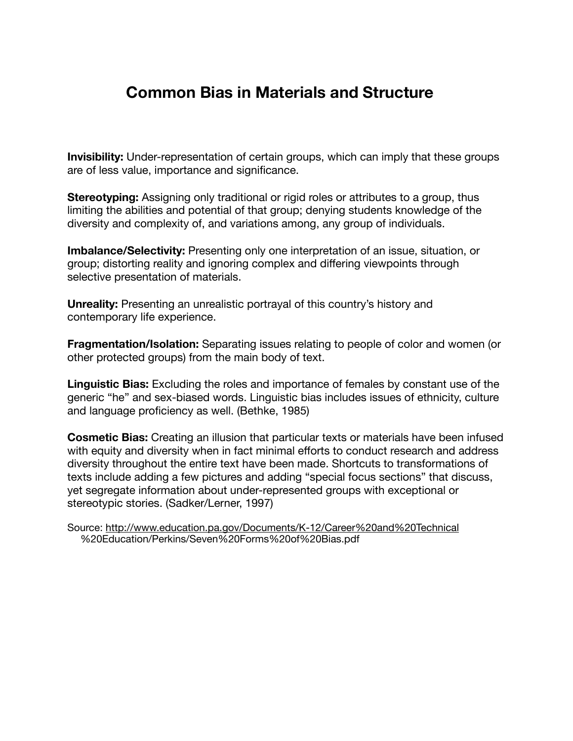# Common Bias in Materials and Structure

**Invisibility:** Under-representation of certain groups, which can imply that these groups are of less value, importance and significance.

**Stereotyping:** Assigning only traditional or rigid roles or attributes to a group, thus limiting the abilities and potential of that group; denying students knowledge of the diversity and complexity of, and variations among, any group of individuals.

**Imbalance/Selectivity:** Presenting only one interpretation of an issue, situation, or group; distorting reality and ignoring complex and differing viewpoints through selective presentation of materials.

**Unreality:** Presenting an unrealistic portrayal of this country's history and contemporary life experience.

**Fragmentation/Isolation:** Separating issues relating to people of color and women (or other protected groups) from the main body of text.

**Linguistic Bias:** Excluding the roles and importance of females by constant use of the generic "he" and sex-biased words. Linguistic bias includes issues of ethnicity, culture and language proficiency as well. (Bethke, 1985)

**Cosmetic Bias:** Creating an illusion that particular texts or materials have been infused with equity and diversity when in fact minimal efforts to conduct research and address diversity throughout the entire text have been made. Shortcuts to transformations of texts include adding a few pictures and adding "special focus sections" that discuss, yet segregate information about under-represented groups with exceptional or stereotypic stories. (Sadker/Lerner, 1997)

Source: http://www.education.pa.gov/Documents/K-12/Career%20and%20Technical%20Education/Perkins/Seven%20Forms%20of%20Bias.pdf